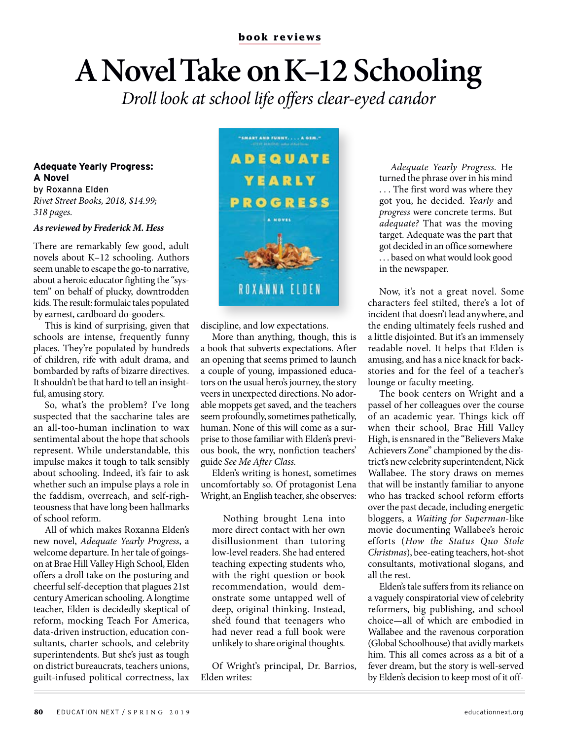book reviews

# A Novel Take on K–12 Schooling

*Droll look at school life offers clear-eyed candor*

**Adequate Yearly Progress: A Novel**
by Roxanna Elden
*Rivet Street Books, 2018, $14.99; 318 pages.*

***As reviewed by Frederick M. Hess***

There are remarkably few good, adult novels about K–12 schooling. Authors seem unable to escape the go-to narrative, about a heroic educator fighting the "system" on behalf of plucky, downtrodden kids. The result: formulaic tales populated by earnest, cardboard do-gooders.

This is kind of surprising, given that schools are intense, frequently funny places. They're populated by hundreds of children, rife with adult drama, and bombarded by rafts of bizarre directives. It shouldn't be that hard to tell an insightful, amusing story.

So, what's the problem? I've long suspected that the saccharine tales are an all-too-human inclination to wax sentimental about the hope that schools represent. While understandable, this impulse makes it tough to talk sensibly about schooling. Indeed, it's fair to ask whether such an impulse plays a role in the faddism, overreach, and self-righteousness that have long been hallmarks of school reform.

All of which makes Roxanna Elden's new novel, *Adequate Yearly Progress*, a welcome departure. In her tale of goings-on at Brae Hill Valley High School, Elden offers a droll take on the posturing and cheerful self-deception that plagues 21st century American schooling. A longtime teacher, Elden is decidedly skeptical of reform, mocking Teach For America, data-driven instruction, education consultants, charter schools, and celebrity superintendents. But she's just as tough on district bureaucrats, teachers unions, guilt-infused political correctness, lax discipline, and low expectations.

More than anything, though, this is a book that subverts expectations. After an opening that seems primed to launch a couple of young, impassioned educators on the usual hero's journey, the story veers in unexpected directions. No adorable moppets get saved, and the teachers seem profoundly, sometimes pathetically, human. None of this will come as a surprise to those familiar with Elden's previous book, the wry, nonfiction teachers' guide *See Me After Class.*

Elden's writing is honest, sometimes uncomfortably so. Of protagonist Lena Wright, an English teacher, she observes:

> Nothing brought Lena into more direct contact with her own disillusionment than tutoring low-level readers. She had entered teaching expecting students who, with the right question or book recommendation, would demonstrate some untapped well of deep, original thinking. Instead, she'd found that teenagers who had never read a full book were unlikely to share original thoughts.

Of Wright's principal, Dr. Barrios, Elden writes:

> *Adequate Yearly Progress.* He turned the phrase over in his mind . . . The first word was where they got you, he decided. *Yearly* and *progress* were concrete terms. But *adequate?* That was the moving target. Adequate was the part that got decided in an office somewhere . . . based on what would look good in the newspaper.

Now, it's not a great novel. Some characters feel stilted, there's a lot of incident that doesn't lead anywhere, and the ending ultimately feels rushed and a little disjointed. But it's an immensely readable novel. It helps that Elden is amusing, and has a nice knack for backstories and for the feel of a teacher's lounge or faculty meeting.

The book centers on Wright and a passel of her colleagues over the course of an academic year. Things kick off when their school, Brae Hill Valley High, is ensnared in the "Believers Make Achievers Zone" championed by the district's new celebrity superintendent, Nick Wallabee. The story draws on memes that will be instantly familiar to anyone who has tracked school reform efforts over the past decade, including energetic bloggers, a *Waiting for Superman*-like movie documenting Wallabee's heroic efforts (*How the Status Quo Stole Christmas*), bee-eating teachers, hot-shot consultants, motivational slogans, and all the rest.

Elden's tale suffers from its reliance on a vaguely conspiratorial view of celebrity reformers, big publishing, and school choice—all of which are embodied in Wallabee and the ravenous corporation (Global Schoolhouse) that avidly markets him. This all comes across as a bit of a fever dream, but the story is well-served by Elden's decision to keep most of it off-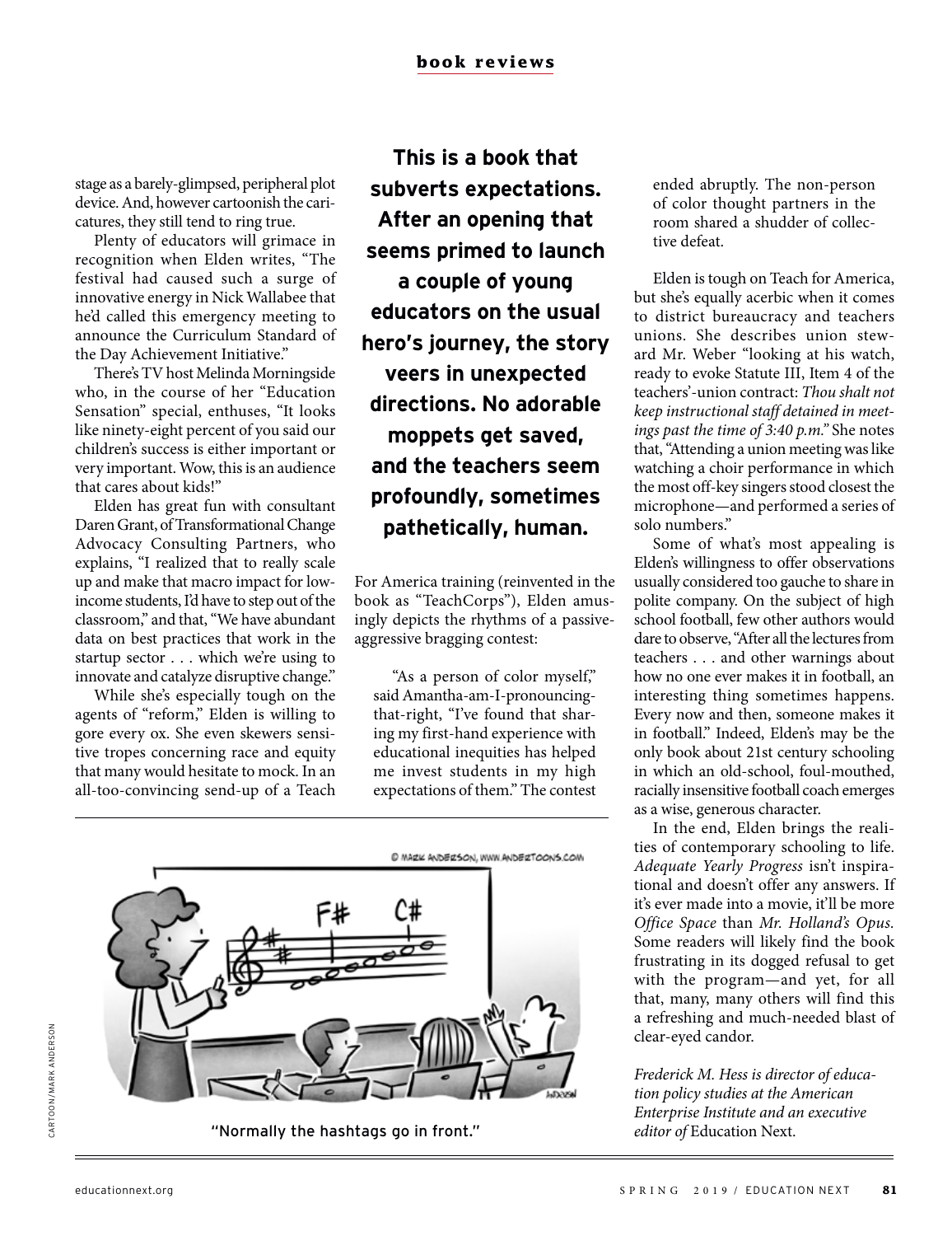stage as a barely-glimpsed, peripheral plot device. And, however cartoonish the caricatures, they still tend to ring true.

Plenty of educators will grimace in recognition when Elden writes, "The festival had caused such a surge of innovative energy in Nick Wallabee that he'd called this emergency meeting to announce the Curriculum Standard of the Day Achievement Initiative."

There's TV host Melinda Morningside who, in the course of her "Education Sensation" special, enthuses, "It looks like ninety-eight percent of you said our children's success is either important or very important. Wow, this is an audience that cares about kids!"

Elden has great fun with consultant Daren Grant, of Transformational Change Advocacy Consulting Partners, who explains, "I realized that to really scale up and make that macro impact for low-income students, I'd have to step out of the classroom," and that, "We have abundant data on best practices that work in the startup sector . . . which we're using to innovate and catalyze disruptive change."

While she's especially tough on the agents of "reform," Elden is willing to gore every ox. She even skewers sensitive tropes concerning race and equity that many would hesitate to mock. In an all-too-convincing send-up of a Teach For America training (reinvented in the book as "TeachCorps"), Elden amusingly depicts the rhythms of a passive-aggressive bragging contest:

> "As a person of color myself," said Amantha-am-I-pronouncing-that-right, "I've found that sharing my first-hand experience with educational inequities has helped me invest students in my high expectations of them." The contest ended abruptly. The non-person of color thought partners in the room shared a shudder of collective defeat.

**This is a book that subverts expectations. After an opening that seems primed to launch a couple of young educators on the usual hero's journey, the story veers in unexpected directions. No adorable moppets get saved, and the teachers seem profoundly, sometimes pathetically, human.**

"Normally the hashtags go in front."

CARTOON/MARK ANDERSON

Elden is tough on Teach for America, but she's equally acerbic when it comes to district bureaucracy and teachers unions. She describes union steward Mr. Weber "looking at his watch, ready to evoke Statute III, Item 4 of the teachers'-union contract: *Thou shalt not keep instructional staff detained in meetings past the time of 3:40 p.m.*" She notes that, "Attending a union meeting was like watching a choir performance in which the most off-key singers stood closest the microphone—and performed a series of solo numbers."

Some of what's most appealing is Elden's willingness to offer observations usually considered too gauche to share in polite company. On the subject of high school football, few other authors would dare to observe, "After all the lectures from teachers . . . and other warnings about how no one ever makes it in football, an interesting thing sometimes happens. Every now and then, someone makes it in football." Indeed, Elden's may be the only book about 21st century schooling in which an old-school, foul-mouthed, racially insensitive football coach emerges as a wise, generous character.

In the end, Elden brings the realities of contemporary schooling to life. *Adequate Yearly Progress* isn't inspirational and doesn't offer any answers. If it's ever made into a movie, it'll be more *Office Space* than *Mr. Holland's Opus.* Some readers will likely find the book frustrating in its dogged refusal to get with the program—and yet, for all that, many, many others will find this a refreshing and much-needed blast of clear-eyed candor.

*Frederick M. Hess is director of education policy studies at the American Enterprise Institute and an executive editor of* Education Next.